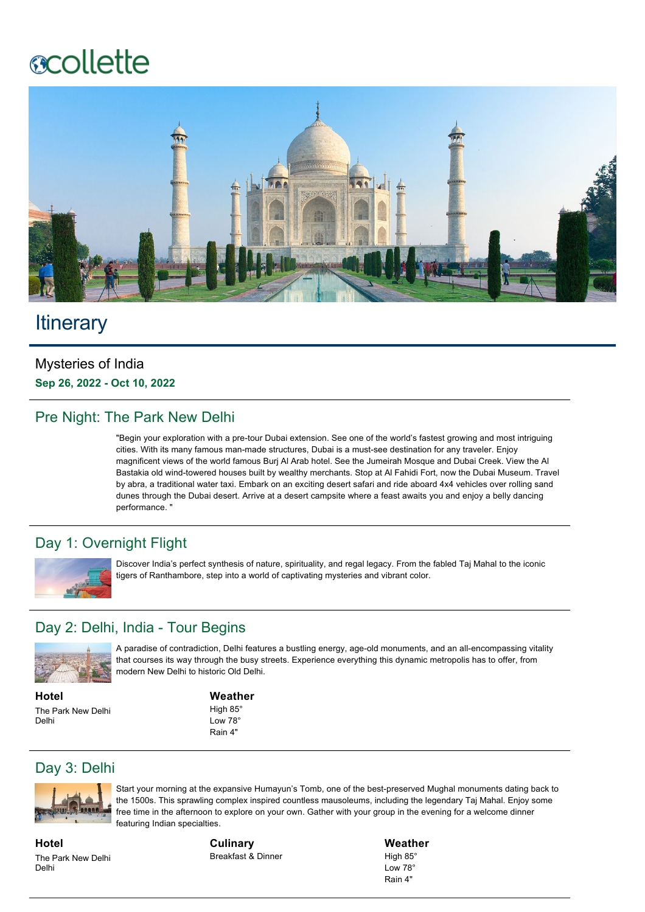collette

# Itinerary

Mysteries of India

**Sep 26, 2022 - Oct 10, 2022**

## Pre Night: The Park New Delhi

"Begin your exploration with a pre-tour Dubai extension. See one of the world's fastest growing and most intriguing cities. With its many famous man-made structures, Dubai is a must-see destination for any traveler. Enjoy magnificent views of the world famous Burj Al Arab hotel. See the Jumeirah Mosque and Dubai Creek. View the Al Bastakia old wind-towered houses built by wealthy merchants. Stop at Al Fahidi Fort, now the Dubai Museum. Travel by abra, a traditional water taxi. Embark on an exciting desert safari and ride aboard 4x4 vehicles over rolling sand dunes through the Dubai desert. Arrive at a desert campsite where a feast awaits you and enjoy a belly dancing performance. "

## Day 1: Overnight Flight

Discover India's perfect synthesis of nature, spirituality, and regal legacy. From the fabled Taj Mahal to the iconic tigers of Ranthambore, step into a world of captivating mysteries and vibrant color.

## Day 2: Delhi, India - Tour Begins

A paradise of contradiction, Delhi features a bustling energy, age-old monuments, and an all-encompassing vitality that courses its way through the busy streets. Experience everything this dynamic metropolis has to offer, from modern New Delhi to historic Old Delhi.

**Hotel**
The Park New Delhi
Delhi

**Weather**
High 85°
Low 78°
Rain 4"

## Day 3: Delhi

Start your morning at the expansive Humayun's Tomb, one of the best-preserved Mughal monuments dating back to the 1500s. This sprawling complex inspired countless mausoleums, including the legendary Taj Mahal. Enjoy some free time in the afternoon to explore on your own. Gather with your group in the evening for a welcome dinner featuring Indian specialties.

**Hotel**
The Park New Delhi
Delhi

**Culinary**
Breakfast & Dinner

**Weather**
High 85°
Low 78°
Rain 4"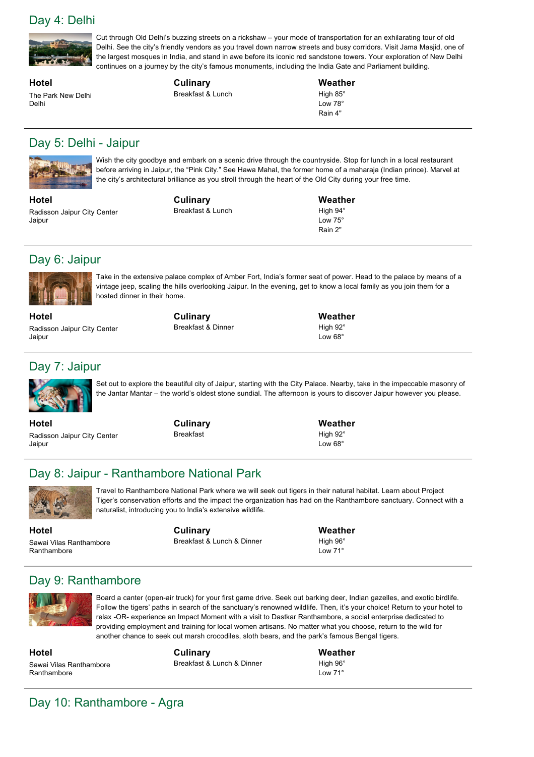## Day 4: Delhi

Cut through Old Delhi's buzzing streets on a rickshaw – your mode of transportation for an exhilarating tour of old Delhi. See the city's friendly vendors as you travel down narrow streets and busy corridors. Visit Jama Masjid, one of the largest mosques in India, and stand in awe before its iconic red sandstone towers. Your exploration of New Delhi continues on a journey by the city's famous monuments, including the India Gate and Parliament building.

**Hotel**
The Park New Delhi
Delhi

**Culinary**
Breakfast & Lunch

**Weather**
High 85°
Low 78°
Rain 4"

---

## Day 5: Delhi - Jaipur

Wish the city goodbye and embark on a scenic drive through the countryside. Stop for lunch in a local restaurant before arriving in Jaipur, the "Pink City." See Hawa Mahal, the former home of a maharaja (Indian prince). Marvel at the city's architectural brilliance as you stroll through the heart of the Old City during your free time.

**Hotel**
Radisson Jaipur City Center
Jaipur

**Culinary**
Breakfast & Lunch

**Weather**
High 94°
Low 75°
Rain 2"

---

## Day 6: Jaipur

Take in the extensive palace complex of Amber Fort, India's former seat of power. Head to the palace by means of a vintage jeep, scaling the hills overlooking Jaipur. In the evening, get to know a local family as you join them for a hosted dinner in their home.

**Hotel**
Radisson Jaipur City Center
Jaipur

**Culinary**
Breakfast & Dinner

**Weather**
High 92°
Low 68°

---

## Day 7: Jaipur

Set out to explore the beautiful city of Jaipur, starting with the City Palace. Nearby, take in the impeccable masonry of the Jantar Mantar – the world's oldest stone sundial. The afternoon is yours to discover Jaipur however you please.

**Hotel**
Radisson Jaipur City Center
Jaipur

**Culinary**
Breakfast

**Weather**
High 92°
Low 68°

---

## Day 8: Jaipur - Ranthambore National Park

Travel to Ranthambore National Park where we will seek out tigers in their natural habitat. Learn about Project Tiger's conservation efforts and the impact the organization has had on the Ranthambore sanctuary. Connect with a naturalist, introducing you to India's extensive wildlife.

**Hotel**
Sawai Vilas Ranthambore
Ranthambore

**Culinary**
Breakfast & Lunch & Dinner

**Weather**
High 96°
Low 71°

---

## Day 9: Ranthambore

Board a canter (open-air truck) for your first game drive. Seek out barking deer, Indian gazelles, and exotic birdlife. Follow the tigers' paths in search of the sanctuary's renowned wildlife. Then, it's your choice! Return to your hotel to relax -OR- experience an Impact Moment with a visit to Dastkar Ranthambore, a social enterprise dedicated to providing employment and training for local women artisans. No matter what you choose, return to the wild for another chance to seek out marsh crocodiles, sloth bears, and the park's famous Bengal tigers.

**Hotel**
Sawai Vilas Ranthambore
Ranthambore

**Culinary**
Breakfast & Lunch & Dinner

**Weather**
High 96°
Low 71°

---

## Day 10: Ranthambore - Agra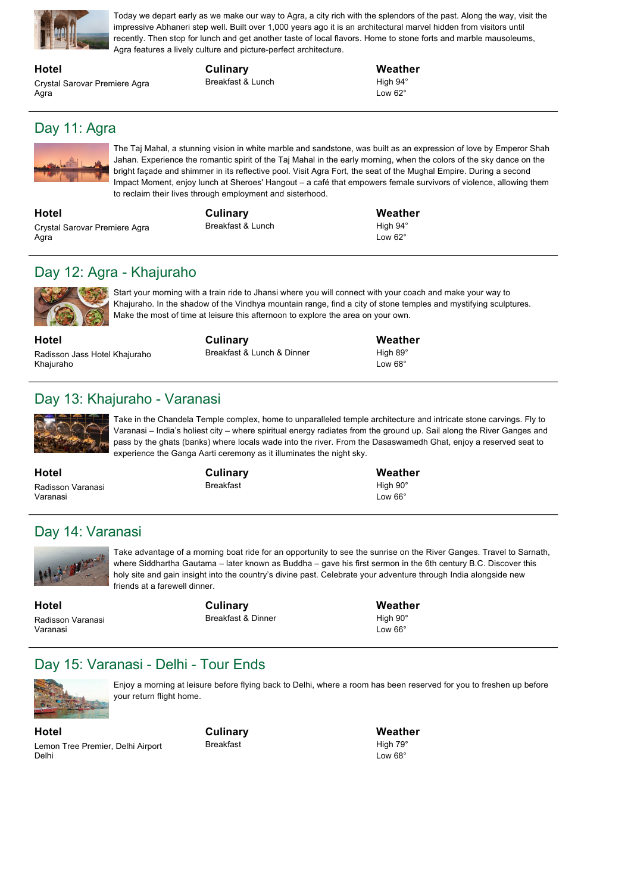Today we depart early as we make our way to Agra, a city rich with the splendors of the past. Along the way, visit the impressive Abhaneri step well. Built over 1,000 years ago it is an architectural marvel hidden from visitors until recently. Then stop for lunch and get another taste of local flavors. Home to stone forts and marble mausoleums, Agra features a lively culture and picture-perfect architecture.

**Hotel**
Crystal Sarovar Premiere Agra
Agra

**Culinary**
Breakfast & Lunch

**Weather**
High 94°
Low 62°

## Day 11: Agra

The Taj Mahal, a stunning vision in white marble and sandstone, was built as an expression of love by Emperor Shah Jahan. Experience the romantic spirit of the Taj Mahal in the early morning, when the colors of the sky dance on the bright façade and shimmer in its reflective pool. Visit Agra Fort, the seat of the Mughal Empire. During a second Impact Moment, enjoy lunch at Sheroes' Hangout – a café that empowers female survivors of violence, allowing them to reclaim their lives through employment and sisterhood.

**Hotel**
Crystal Sarovar Premiere Agra
Agra

**Culinary**
Breakfast & Lunch

**Weather**
High 94°
Low 62°

## Day 12: Agra - Khajuraho

Start your morning with a train ride to Jhansi where you will connect with your coach and make your way to Khajuraho. In the shadow of the Vindhya mountain range, find a city of stone temples and mystifying sculptures. Make the most of time at leisure this afternoon to explore the area on your own.

**Hotel**
Radisson Jass Hotel Khajuraho
Khajuraho

**Culinary**
Breakfast & Lunch & Dinner

**Weather**
High 89°
Low 68°

## Day 13: Khajuraho - Varanasi

Take in the Chandela Temple complex, home to unparalleled temple architecture and intricate stone carvings. Fly to Varanasi – India's holiest city – where spiritual energy radiates from the ground up. Sail along the River Ganges and pass by the ghats (banks) where locals wade into the river. From the Dasaswamedh Ghat, enjoy a reserved seat to experience the Ganga Aarti ceremony as it illuminates the night sky.

**Hotel**
Radisson Varanasi
Varanasi

**Culinary**
Breakfast

**Weather**
High 90°
Low 66°

## Day 14: Varanasi

Take advantage of a morning boat ride for an opportunity to see the sunrise on the River Ganges. Travel to Sarnath, where Siddhartha Gautama – later known as Buddha – gave his first sermon in the 6th century B.C. Discover this holy site and gain insight into the country's divine past. Celebrate your adventure through India alongside new friends at a farewell dinner.

**Hotel**
Radisson Varanasi
Varanasi

**Culinary**
Breakfast & Dinner

**Weather**
High 90°
Low 66°

## Day 15: Varanasi - Delhi - Tour Ends

Enjoy a morning at leisure before flying back to Delhi, where a room has been reserved for you to freshen up before your return flight home.

**Hotel**
Lemon Tree Premier, Delhi Airport
Delhi

**Culinary**
Breakfast

**Weather**
High 79°
Low 68°